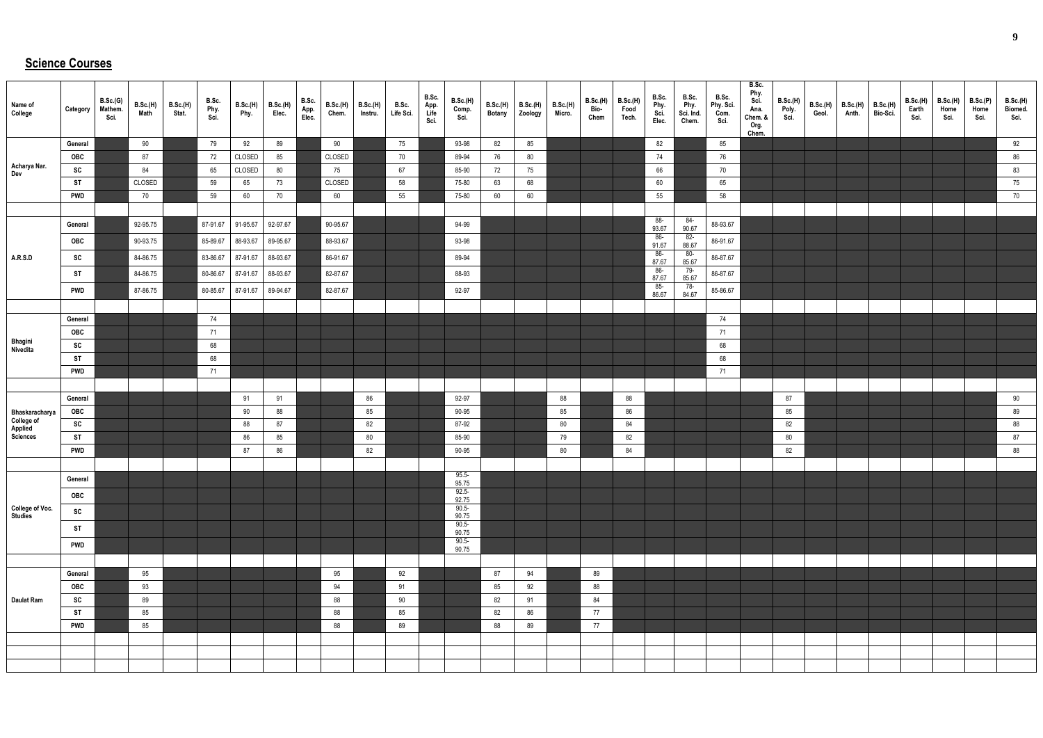## Science Courses

| Name of College | Category | B.Sc.(G) Mathem. Sci. | B.Sc.(H) Math | B.Sc.(H) Stat. | B.Sc. Phy. Sci. | B.Sc.(H) Phy. | B.Sc.(H) Elec. | B.Sc. App. Elec. | B.Sc.(H) Chem. | B.Sc.(H) Instru. | B.Sc. Life Sci. | B.Sc. App. Life Sci. | B.Sc.(H) Comp. Sci. | B.Sc.(H) Botany | B.Sc.(H) Zoology | B.Sc.(H) Micro. | B.Sc.(H) Bio-Chem | B.Sc.(H) Food Tech. | B.Sc. Phy. Sci. Elec. | B.Sc. Phy. Sci. Ind. Chem. | B.Sc. Phy. Sci. Com. Sci. | B.Sc. Phy. Sci. Ana. Chem. & Org. Chem. | B.Sc.(H) Poly. Sci. | B.Sc.(H) Geol. | B.Sc.(H) Anth. | B.Sc.(H) Bio-Sci. | B.Sc.(H) Earth Sci. | B.Sc.(H) Home Sci. | B.Sc.(P) Home Sci. | B.Sc.(H) Biomed. Sci. |
|---|---|---|---|---|---|---|---|---|---|---|---|---|---|---|---|---|---|---|---|---|---|---|---|---|---|---|---|---|---|---|
| Acharya Nar. Dev | General | | 90 | | 79 | 92 | 89 | | 90 | | 75 | | 93-98 | 82 | 85 | | | | 82 | | 85 | | | | | | | | | 92 |
| | OBC | | 87 | | 72 | CLOSED | 85 | | CLOSED | | 70 | | 89-94 | 76 | 80 | | | | 74 | | 76 | | | | | | | | | 86 |
| | SC | | 84 | | 65 | CLOSED | 80 | | 75 | | 67 | | 85-90 | 72 | 75 | | | | 66 | | 70 | | | | | | | | | 83 |
| | ST | | CLOSED | | 59 | 65 | 73 | | CLOSED | | 58 | | 75-80 | 63 | 68 | | | | 60 | | 65 | | | | | | | | | 75 |
| | PWD | | 70 | | 59 | 60 | 70 | | 60 | | 55 | | 75-80 | 60 | 60 | | | | 55 | | 58 | | | | | | | | | 70 |
| A.R.S.D | General | | 92-95.75 | | 87-91.67 | 91-95.67 | 92-97.67 | | 90-95.67 | | | | 94-99 | | | | | | 88-93.67 | 84-90.67 | 88-93.67 | | | | | | | | | |
| | OBC | | 90-93.75 | | 85-89.67 | 88-93.67 | 89-95.67 | | 88-93.67 | | | | 93-98 | | | | | | 86-91.67 | 82-88.67 | 86-91.67 | | | | | | | | | |
| | SC | | 84-86.75 | | 83-86.67 | 87-91.67 | 88-93.67 | | 86-91.67 | | | | 89-94 | | | | | | 86-87.67 | 80-85.67 | 86-87.67 | | | | | | | | | |
| | ST | | 84-86.75 | | 80-86.67 | 87-91.67 | 88-93.67 | | 82-87.67 | | | | 88-93 | | | | | | 86-87.67 | 79-85.67 | 86-87.67 | | | | | | | | | |
| | PWD | | 87-86.75 | | 80-85.67 | 87-91.67 | 89-94.67 | | 82-87.67 | | | | 92-97 | | | | | | 85-86.67 | 78-84.67 | 85-86.67 | | | | | | | | | |
| Bhagini Nivedita | General | | | | 74 | | | | | | | | | | | | | | | | 74 | | | | | | | | | |
| | OBC | | | | 71 | | | | | | | | | | | | | | | | 71 | | | | | | | | | |
| | SC | | | | 68 | | | | | | | | | | | | | | | | 68 | | | | | | | | | |
| | ST | | | | 68 | | | | | | | | | | | | | | | | 68 | | | | | | | | | |
| | PWD | | | | 71 | | | | | | | | | | | | | | | | 71 | | | | | | | | | |
| Bhaskaracharya College of Applied Sciences | General | | | | | 91 | 91 | | | 86 | | | 92-97 | | | 88 | | 88 | | | | | 87 | | | | | | | 90 |
| | OBC | | | | | 90 | 88 | | | 85 | | | 90-95 | | | 85 | | 86 | | | | | 85 | | | | | | | 89 |
| | SC | | | | | 88 | 87 | | | 82 | | | 87-92 | | | 80 | | 84 | | | | | 82 | | | | | | | 88 |
| | ST | | | | | 86 | 85 | | | 80 | | | 85-90 | | | 79 | | 82 | | | | | 80 | | | | | | | 87 |
| | PWD | | | | | 87 | 86 | | | 82 | | | 90-95 | | | 80 | | 84 | | | | | 82 | | | | | | | 88 |
| College of Voc. Studies | General | | | | | | | | | | | | 95.5-95.75 | | | | | | | | | | | | | | | | | |
| | OBC | | | | | | | | | | | | 92.5-92.75 | | | | | | | | | | | | | | | | | |
| | SC | | | | | | | | | | | | 90.5-90.75 | | | | | | | | | | | | | | | | | |
| | ST | | | | | | | | | | | | 90.5-90.75 | | | | | | | | | | | | | | | | | |
| | PWD | | | | | | | | | | | | 90.5-90.75 | | | | | | | | | | | | | | | | | |
| Daulat Ram | General | | 95 | | | | | | 95 | | 92 | | | 87 | 94 | | 89 | | | | | | | | | | | | | |
| | OBC | | 93 | | | | | | 94 | | 91 | | | 85 | 92 | | 88 | | | | | | | | | | | | | |
| | SC | | 89 | | | | | | 88 | | 90 | | | 82 | 91 | | 84 | | | | | | | | | | | | | |
| | ST | | 85 | | | | | | 88 | | 85 | | | 82 | 86 | | 77 | | | | | | | | | | | | | |
| | PWD | | 85 | | | | | | 88 | | 89 | | | 88 | 89 | | 77 | | | | | | | | | | | | | |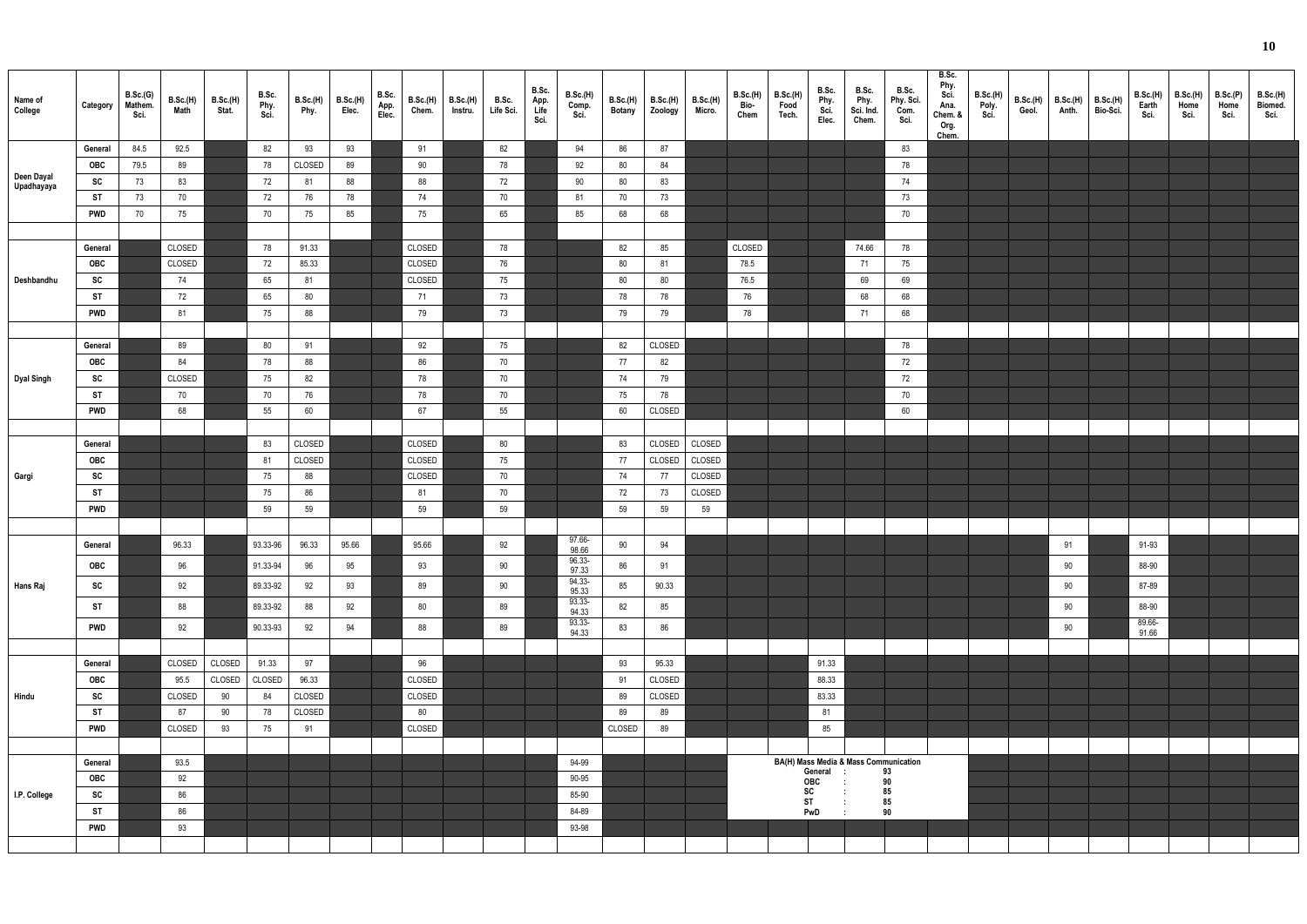| Name of College | Category | B.Sc.(G) Mathem. Sci. | B.Sc.(H) Math | B.Sc.(H) Stat. | B.Sc. Phy. Sci. | B.Sc.(H) Phy. | B.Sc.(H) Elec. | B.Sc. App. Elec. | B.Sc.(H) Chem. | B.Sc.(H) Instru. | B.Sc. Life Sci. | B.Sc. App. Life Sci. | B.Sc.(H) Comp. Sci. | B.Sc.(H) Botany | B.Sc.(H) Zoology | B.Sc.(H) Micro. | B.Sc.(H) Bio-Chem | B.Sc.(H) Food Tech. | B.Sc. Phy. Sci. Elec. | B.Sc. Phy. Sci. Ind. Chem. | B.Sc. Phy. Sci. Com. Sci. | B.Sc. Phy. Sci. Ana. Chem. & Org. Chem. | B.Sc.(H) Poly. Sci. | B.Sc.(H) Geol. | B.Sc.(H) Anth. | B.Sc.(H) Bio-Sci. | B.Sc.(H) Earth Sci. | B.Sc.(H) Home Sci. | B.Sc.(P) Home Sci. | B.Sc.(H) Biomed. Sci. |
|---|---|---|---|---|---|---|---|---|---|---|---|---|---|---|---|---|---|---|---|---|---|---|---|---|---|---|---|---|---|---|
| Deen Dayal Upadhayaya | General | 84.5 | 92.5 | | 82 | 93 | 93 | | 91 | | 82 | | 94 | 86 | 87 | | | | | | 83 | | | | | | | | | |
| | OBC | 79.5 | 89 | | 78 | CLOSED | 89 | | 90 | | 78 | | 92 | 80 | 84 | | | | | | 78 | | | | | | | | | |
| | SC | 73 | 83 | | 72 | 81 | 88 | | 88 | | 72 | | 90 | 80 | 83 | | | | | | 74 | | | | | | | | | |
| | ST | 73 | 70 | | 72 | 76 | 78 | | 74 | | 70 | | 81 | 70 | 73 | | | | | | 73 | | | | | | | | | |
| | PWD | 70 | 75 | | 70 | 75 | 85 | | 75 | | 65 | | 85 | 68 | 68 | | | | | | 70 | | | | | | | | | |
| Deshbandhu | General | | CLOSED | | 78 | 91.33 | | | CLOSED | | 78 | | | 82 | 85 | | CLOSED | | | 74.66 | 78 | | | | | | | | | |
| | OBC | | CLOSED | | 72 | 85.33 | | | CLOSED | | 76 | | | 80 | 81 | | 78.5 | | | 71 | 75 | | | | | | | | | |
| | SC | | 74 | | 65 | 81 | | | CLOSED | | 75 | | | 80 | 80 | | 76.5 | | | 69 | 69 | | | | | | | | | |
| | ST | | 72 | | 65 | 80 | | | 71 | | 73 | | | 78 | 78 | | 76 | | | 68 | 68 | | | | | | | | | |
| | PWD | | 81 | | 75 | 88 | | | 79 | | 73 | | | 79 | 79 | | 78 | | | 71 | 68 | | | | | | | | | |
| Dyal Singh | General | | 89 | | 80 | 91 | | | 92 | | 75 | | | 82 | CLOSED | | | | | | 78 | | | | | | | | | |
| | OBC | | 84 | | 78 | 88 | | | 86 | | 70 | | | 77 | 82 | | | | | | 72 | | | | | | | | | |
| | SC | | CLOSED | | 75 | 82 | | | 78 | | 70 | | | 74 | 79 | | | | | | 72 | | | | | | | | | |
| | ST | | 70 | | 70 | 76 | | | 78 | | 70 | | | 75 | 78 | | | | | | 70 | | | | | | | | | |
| | PWD | | 68 | | 55 | 60 | | | 67 | | 55 | | | 60 | CLOSED | | | | | | 60 | | | | | | | | | |
| Gargi | General | | | | 83 | CLOSED | | | CLOSED | | 80 | | | 83 | CLOSED | CLOSED | | | | | | | | | | | | | | |
| | OBC | | | | 81 | CLOSED | | | CLOSED | | 75 | | | 77 | CLOSED | CLOSED | | | | | | | | | | | | | | |
| | SC | | | | 75 | 88 | | | CLOSED | | 70 | | | 74 | 77 | CLOSED | | | | | | | | | | | | | | |
| | ST | | | | 75 | 86 | | | 81 | | 70 | | | 72 | 73 | CLOSED | | | | | | | | | | | | | | |
| | PWD | | | | 59 | 59 | | | 59 | | 59 | | | 59 | 59 | 59 | | | | | | | | | | | | | | |
| Hans Raj | General | | 96.33 | | 93.33-96 | 96.33 | 95.66 | | 95.66 | | 92 | | 97.66-98.66 | 90 | 94 | | | | | | | | | | 91 | | 91-93 | | | |
| | OBC | | 96 | | 91.33-94 | 96 | 95 | | 93 | | 90 | | 96.33-97.33 | 86 | 91 | | | | | | | | | | 90 | | 88-90 | | | |
| | SC | | 92 | | 89.33-92 | 92 | 93 | | 89 | | 90 | | 94.33-95.33 | 85 | 90.33 | | | | | | | | | | 90 | | 87-89 | | | |
| | ST | | 88 | | 89.33-92 | 88 | 92 | | 80 | | 89 | | 93.33-94.33 | 82 | 85 | | | | | | | | | | 90 | | 88-90 | | | |
| | PWD | | 92 | | 90.33-93 | 92 | 94 | | 88 | | 89 | | 93.33-94.33 | 83 | 86 | | | | | | | | | | 90 | | 89.66-91.66 | | | |
| Hindu | General | | CLOSED | CLOSED | 91.33 | 97 | | | 96 | | | | | 93 | 95.33 | | | | 91.33 | | | | | | | | | | | |
| | OBC | | 95.5 | CLOSED | CLOSED | 96.33 | | | CLOSED | | | | | 91 | CLOSED | | | | 88.33 | | | | | | | | | | | |
| | SC | | CLOSED | 90 | 84 | CLOSED | | | CLOSED | | | | | 89 | CLOSED | | | | 83.33 | | | | | | | | | | | |
| | ST | | 87 | 90 | 78 | CLOSED | | | 80 | | | | | 89 | 89 | | | | 81 | | | | | | | | | | | |
| | PWD | | CLOSED | 93 | 75 | 91 | | | CLOSED | | | | | CLOSED | 89 | | | | 85 | | | | | | | | | | | |
| I.P. College | General | | 93.5 | | | | | | | | | | 94-99 | | | | | BA(H) Mass Media & Mass Communication General : 93 | | | | | | | | | | | | |
| | OBC | | 92 | | | | | | | | | | 90-95 | | | | | OBC : 90 | | | | | | | | | | | | |
| | SC | | 86 | | | | | | | | | | 85-90 | | | | | SC : 85 | | | | | | | | | | | | |
| | ST | | 86 | | | | | | | | | | 84-89 | | | | | ST : 85 | | | | | | | | | | | | |
| | PWD | | 93 | | | | | | | | | | 93-98 | | | | | PwD : 90 | | | | | | | | | | | | |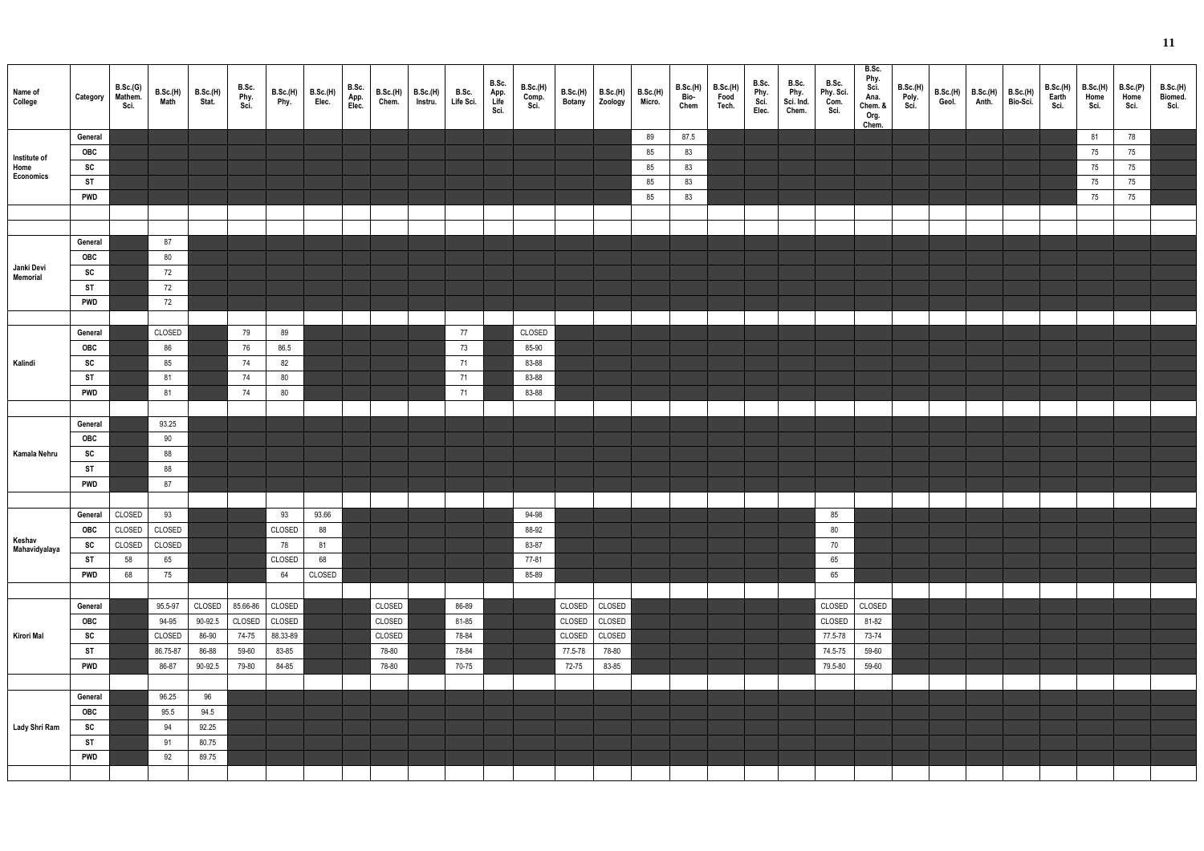| Name of College | Category | B.Sc.(G) Mathem. Sci. | B.Sc.(H) Math | B.Sc.(H) Stat. | B.Sc. Phy. Sci. | B.Sc.(H) Phy. | B.Sc.(H) Elec. | B.Sc. App. Elec. | B.Sc.(H) Chem. | B.Sc.(H) Instru. | B.Sc. Life Sci. | B.Sc. App. Life Sci. | B.Sc.(H) Comp. Sci. | B.Sc.(H) Botany | B.Sc.(H) Zoology | B.Sc.(H) Micro. | B.Sc.(H) Bio-Chem | B.Sc.(H) Food Tech. | B.Sc. Phy. Sci. Elec. | B.Sc. Phy. Sci. Ind. Chem. | B.Sc. Phy. Sci. Com. Sci. | B.Sc. Phy. Sci. Ana. Chem. & Org. Chem. | B.Sc.(H) Poly. Sci. | B.Sc.(H) Geol. | B.Sc.(H) Anth. | B.Sc.(H) Bio-Sci. | B.Sc.(H) Earth Sci. | B.Sc.(H) Home Sci. | B.Sc.(P) Home Sci. | B.Sc.(H) Biomed. Sci. |
|---|---|---|---|---|---|---|---|---|---|---|---|---|---|---|---|---|---|---|---|---|---|---|---|---|---|---|---|---|---|---|
| Institute of Home Economics | General | | | | | | | | | | | | | | | 89 | 87.5 | | | | | | | | | | | 81 | 78 | |
| | OBC | | | | | | | | | | | | | | | 85 | 83 | | | | | | | | | | | 75 | 75 | |
| | SC | | | | | | | | | | | | | | | 85 | 83 | | | | | | | | | | | 75 | 75 | |
| | ST | | | | | | | | | | | | | | | 85 | 83 | | | | | | | | | | | 75 | 75 | |
| | PWD | | | | | | | | | | | | | | | 85 | 83 | | | | | | | | | | | 75 | 75 | |
| Janki Devi Memorial | General | | 87 | | | | | | | | | | | | | | | | | | | | | | | | | | | |
| | OBC | | 80 | | | | | | | | | | | | | | | | | | | | | | | | | | | |
| | SC | | 72 | | | | | | | | | | | | | | | | | | | | | | | | | | | |
| | ST | | 72 | | | | | | | | | | | | | | | | | | | | | | | | | | | |
| | PWD | | 72 | | | | | | | | | | | | | | | | | | | | | | | | | | | |
| Kalindi | General | | CLOSED | | 79 | 89 | | | | | 77 | | CLOSED | | | | | | | | | | | | | | | | | |
| | OBC | | 86 | | 76 | 86.5 | | | | | 73 | | 85-90 | | | | | | | | | | | | | | | | | |
| | SC | | 85 | | 74 | 82 | | | | | 71 | | 83-88 | | | | | | | | | | | | | | | | | |
| | ST | | 81 | | 74 | 80 | | | | | 71 | | 83-88 | | | | | | | | | | | | | | | | | |
| | PWD | | 81 | | 74 | 80 | | | | | 71 | | 83-88 | | | | | | | | | | | | | | | | | |
| Kamala Nehru | General | | 93.25 | | | | | | | | | | | | | | | | | | | | | | | | | | | |
| | OBC | | 90 | | | | | | | | | | | | | | | | | | | | | | | | | | | |
| | SC | | 88 | | | | | | | | | | | | | | | | | | | | | | | | | | | |
| | ST | | 88 | | | | | | | | | | | | | | | | | | | | | | | | | | | |
| | PWD | | 87 | | | | | | | | | | | | | | | | | | | | | | | | | | | |
| Keshav Mahavidyalaya | General | CLOSED | 93 | | | 93 | 93.66 | | | | | | 94-98 | | | | | | | | 85 | | | | | | | | | |
| | OBC | CLOSED | CLOSED | | | CLOSED | 88 | | | | | | 88-92 | | | | | | | | 80 | | | | | | | | | |
| | SC | CLOSED | CLOSED | | | 78 | 81 | | | | | | 83-87 | | | | | | | | 70 | | | | | | | | | |
| | ST | 58 | 65 | | | CLOSED | 68 | | | | | | 77-81 | | | | | | | | 65 | | | | | | | | | |
| | PWD | 68 | 75 | | | 64 | CLOSED | | | | | | 85-89 | | | | | | | | 65 | | | | | | | | | |
| Kirori Mal | General | | 95.5-97 | CLOSED | 85.66-86 | CLOSED | | | CLOSED | | 86-89 | | | CLOSED | CLOSED | | | | | | CLOSED | CLOSED | | | | | | | | |
| | OBC | | 94-95 | 90-92.5 | CLOSED | CLOSED | | | CLOSED | | 81-85 | | | CLOSED | CLOSED | | | | | | CLOSED | 81-82 | | | | | | | | |
| | SC | | CLOSED | 86-90 | 74-75 | 88.33-89 | | | CLOSED | | 78-84 | | | CLOSED | CLOSED | | | | | | 77.5-78 | 73-74 | | | | | | | | |
| | ST | | 86.75-87 | 86-88 | 59-60 | 83-85 | | | 78-80 | | 78-84 | | | 77.5-78 | 78-80 | | | | | | 74.5-75 | 59-60 | | | | | | | | |
| | PWD | | 86-87 | 90-92.5 | 79-80 | 84-85 | | | 78-80 | | 70-75 | | | 72-75 | 83-85 | | | | | | 79.5-80 | 59-60 | | | | | | | | |
| Lady Shri Ram | General | | 96.25 | 96 | | | | | | | | | | | | | | | | | | | | | | | | | | |
| | OBC | | 95.5 | 94.5 | | | | | | | | | | | | | | | | | | | | | | | | | | |
| | SC | | 94 | 92.25 | | | | | | | | | | | | | | | | | | | | | | | | | | |
| | ST | | 91 | 80.75 | | | | | | | | | | | | | | | | | | | | | | | | | | |
| | PWD | | 92 | 89.75 | | | | | | | | | | | | | | | | | | | | | | | | | | |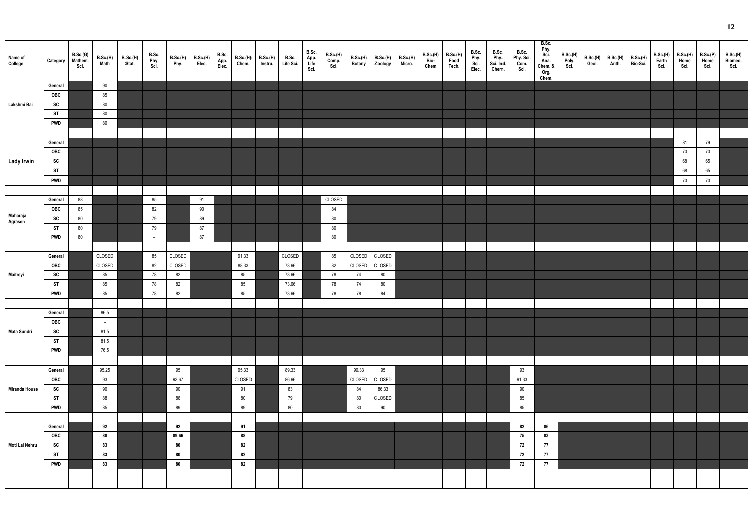| Name of College | Category | B.Sc.(G) Mathem. Sci. | B.Sc.(H) Math | B.Sc.(H) Stat. | B.Sc. Phy. Sci. | B.Sc.(H) Phy. | B.Sc.(H) Elec. | B.Sc. App. Elec. | B.Sc.(H) Chem. | B.Sc.(H) Instru. | B.Sc. Life Sci. | B.Sc. App. Life Sci. | B.Sc.(H) Comp. Sci. | B.Sc.(H) Botany | B.Sc.(H) Zoology | B.Sc.(H) Micro. | B.Sc.(H) Bio-Chem | B.Sc.(H) Food Tech. | B.Sc. Phy. Sci. Elec. | B.Sc. Phy. Sci. Ind. Chem. | B.Sc. Phy. Sci. Com. Sci. | B.Sc. Phy. Sci. Ana. Chem. & Org. Chem. | B.Sc.(H) Poly. Sci. | B.Sc.(H) Geol. | B.Sc.(H) Anth. | B.Sc.(H) Bio-Sci. | B.Sc.(H) Earth Sci. | B.Sc.(H) Home Sci. | B.Sc.(P) Home Sci. | B.Sc.(H) Biomed. Sci. |
|---|---|---|---|---|---|---|---|---|---|---|---|---|---|---|---|---|---|---|---|---|---|---|---|---|---|---|---|---|---|---|
| Lakshmi Bai | General | | 90 | | | | | | | | | | | | | | | | | | | | | | | | | | | |
| | OBC | | 85 | | | | | | | | | | | | | | | | | | | | | | | | | | | |
| | SC | | 80 | | | | | | | | | | | | | | | | | | | | | | | | | | | |
| | ST | | 80 | | | | | | | | | | | | | | | | | | | | | | | | | | | |
| | PWD | | 80 | | | | | | | | | | | | | | | | | | | | | | | | | | | |
| Lady Irwin | General | | | | | | | | | | | | | | | | | | | | | | | | | | | 81 | 79 | |
| | OBC | | | | | | | | | | | | | | | | | | | | | | | | | | | 70 | 70 | |
| | SC | | | | | | | | | | | | | | | | | | | | | | | | | | | 68 | 65 | |
| | ST | | | | | | | | | | | | | | | | | | | | | | | | | | | 68 | 65 | |
| | PWD | | | | | | | | | | | | | | | | | | | | | | | | | | | 70 | 70 | |
| Maharaja Agrasen | General | 88 | | | 85 | | 91 | | | | | | CLOSED | | | | | | | | | | | | | | | | | |
| | OBC | 85 | | | 82 | | 90 | | | | | | 84 | | | | | | | | | | | | | | | | | |
| | SC | 80 | | | 79 | | 89 | | | | | | 80 | | | | | | | | | | | | | | | | | |
| | ST | 80 | | | 79 | | 87 | | | | | | 80 | | | | | | | | | | | | | | | | | |
| | PWD | 80 | | | – | | 87 | | | | | | 80 | | | | | | | | | | | | | | | | | |
| Maitreyi | General | | CLOSED | | 85 | CLOSED | | | 91.33 | | CLOSED | | 85 | CLOSED | CLOSED | | | | | | | | | | | | | | | |
| | OBC | | CLOSED | | 82 | CLOSED | | | 88.33 | | 73.66 | | 82 | CLOSED | CLOSED | | | | | | | | | | | | | | | |
| | SC | | 85 | | 78 | 82 | | | 85 | | 73.66 | | 78 | 74 | 80 | | | | | | | | | | | | | | | |
| | ST | | 85 | | 78 | 82 | | | 85 | | 73.66 | | 78 | 74 | 80 | | | | | | | | | | | | | | | |
| | PWD | | 85 | | 78 | 82 | | | 85 | | 73.66 | | 78 | 78 | 84 | | | | | | | | | | | | | | | |
| Mata Sundri | General | | 86.5 | | | | | | | | | | | | | | | | | | | | | | | | | | | |
| | OBC | | – | | | | | | | | | | | | | | | | | | | | | | | | | | | |
| | SC | | 81.5 | | | | | | | | | | | | | | | | | | | | | | | | | | | |
| | ST | | 81.5 | | | | | | | | | | | | | | | | | | | | | | | | | | | |
| | PWD | | 76.5 | | | | | | | | | | | | | | | | | | | | | | | | | | | |
| Miranda House | General | | 95.25 | | | 95 | | | 95.33 | | 89.33 | | | 90.33 | 95 | | | | | | 93 | | | | | | | | | |
| | OBC | | 93 | | | 93.67 | | | CLOSED | | 86.66 | | | CLOSED | CLOSED | | | | | | 91.33 | | | | | | | | | |
| | SC | | 90 | | | 90 | | | 91 | | 83 | | | 84 | 86.33 | | | | | | 90 | | | | | | | | | |
| | ST | | 88 | | | 86 | | | 80 | | 79 | | | 80 | CLOSED | | | | | | 85 | | | | | | | | | |
| | PWD | | 85 | | | 89 | | | 89 | | 80 | | | 80 | 90 | | | | | | 85 | | | | | | | | | |
| Moti Lal Nehru | General | | 92 | | | 92 | | | 91 | | | | | | | | | | | | 82 | 86 | | | | | | | | |
| | OBC | | 88 | | | 89.66 | | | 88 | | | | | | | | | | | | 75 | 83 | | | | | | | | |
| | SC | | 83 | | | 80 | | | 82 | | | | | | | | | | | | 72 | 77 | | | | | | | | |
| | ST | | 83 | | | 80 | | | 82 | | | | | | | | | | | | 72 | 77 | | | | | | | | |
| | PWD | | 83 | | | 80 | | | 82 | | | | | | | | | | | | 72 | 77 | | | | | | | | |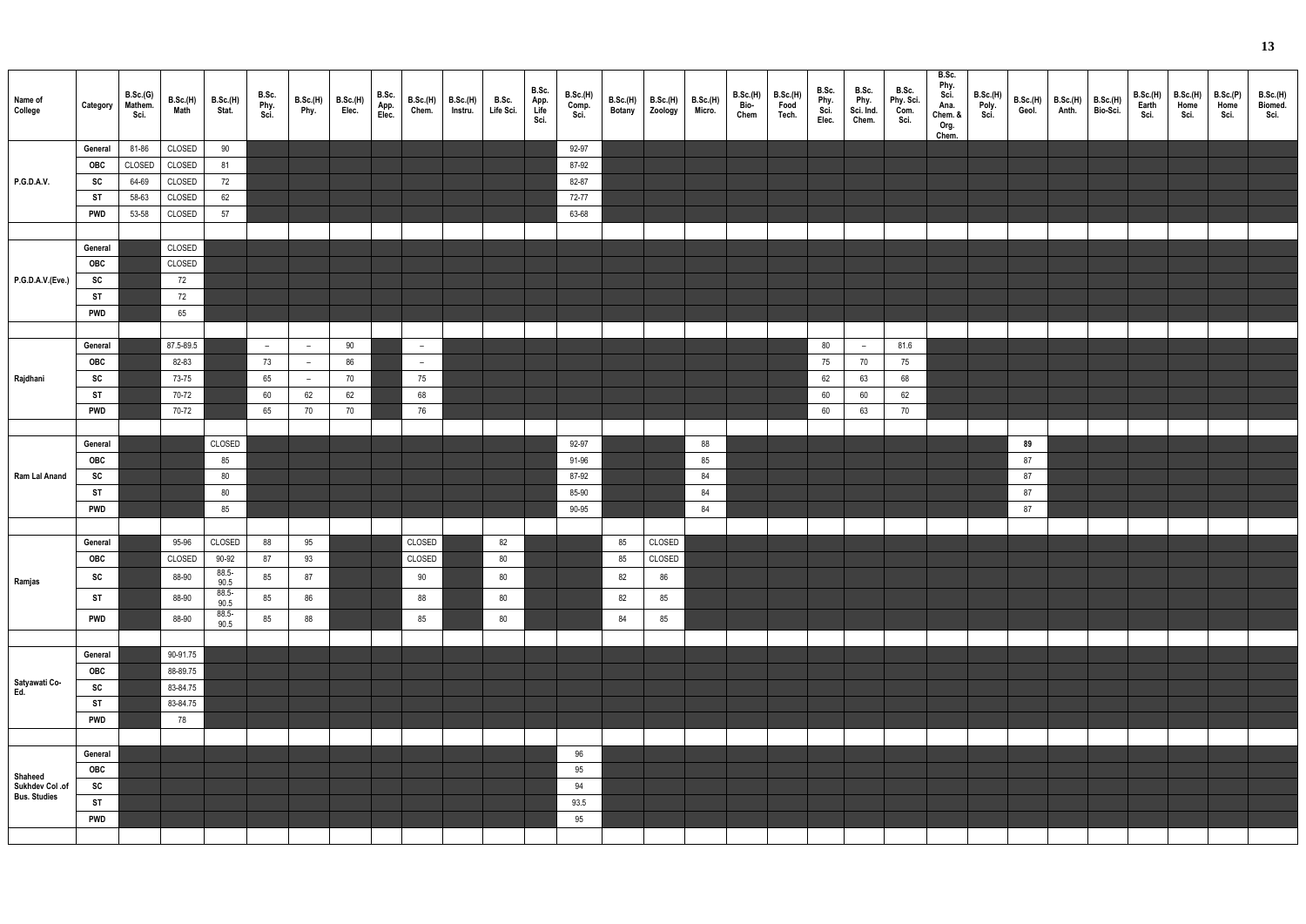| Name of College | Category | B.Sc.(G) Mathem. Sci. | B.Sc.(H) Math | B.Sc.(H) Stat. | B.Sc. Phy. Sci. | B.Sc.(H) Phy. | B.Sc.(H) Elec. | B.Sc. App. Elec. | B.Sc.(H) Chem. | B.Sc.(H) Instru. | B.Sc. Life Sci. | B.Sc. App. Life Sci. | B.Sc.(H) Comp. Sci. | B.Sc.(H) Botany | B.Sc.(H) Zoology | B.Sc.(H) Micro. | B.Sc.(H) Bio-Chem | B.Sc.(H) Food Tech. | B.Sc. Phy. Sci. Elec. | B.Sc. Phy. Sci. Ind. Chem. | B.Sc. Phy. Sci. Com. Sci. | B.Sc. Phy. Sci. Ana. Chem. & Org. Chem. | B.Sc.(H) Poly. Sci. | B.Sc.(H) Geol. | B.Sc.(H) Anth. | B.Sc.(H) Bio-Sci. | B.Sc.(H) Earth Sci. | B.Sc.(H) Home Sci. | B.Sc.(P) Home Sci. | B.Sc.(H) Biomed. Sci. |
|---|---|---|---|---|---|---|---|---|---|---|---|---|---|---|---|---|---|---|---|---|---|---|---|---|---|---|---|---|---|---|
| P.G.D.A.V. | General | 81-86 | CLOSED | 90 | | | | | | | | | 92-97 | | | | | | | | | | | | | | | | | |
| | OBC | CLOSED | CLOSED | 81 | | | | | | | | | 87-92 | | | | | | | | | | | | | | | | | |
| | SC | 64-69 | CLOSED | 72 | | | | | | | | | 82-87 | | | | | | | | | | | | | | | | | |
| | ST | 58-63 | CLOSED | 62 | | | | | | | | | 72-77 | | | | | | | | | | | | | | | | | |
| | PWD | 53-58 | CLOSED | 57 | | | | | | | | | 63-68 | | | | | | | | | | | | | | | | | |
| P.G.D.A.V.(Eve.) | General | | CLOSED | | | | | | | | | | | | | | | | | | | | | | | | | | | |
| | OBC | | CLOSED | | | | | | | | | | | | | | | | | | | | | | | | | | | |
| | SC | | 72 | | | | | | | | | | | | | | | | | | | | | | | | | | | |
| | ST | | 72 | | | | | | | | | | | | | | | | | | | | | | | | | | | |
| | PWD | | 65 | | | | | | | | | | | | | | | | | | | | | | | | | | | |
| Rajdhani | General | | 87.5-89.5 | | – | – | 90 | | – | | | | | | | | | | 80 | – | 81.6 | | | | | | | | | |
| | OBC | | 82-83 | | 73 | – | 86 | | – | | | | | | | | | | 75 | 70 | 75 | | | | | | | | | |
| | SC | | 73-75 | | 65 | – | 70 | | 75 | | | | | | | | | | 62 | 63 | 68 | | | | | | | | | |
| | ST | | 70-72 | | 60 | 62 | 62 | | 68 | | | | | | | | | | 60 | 60 | 62 | | | | | | | | | |
| | PWD | | 70-72 | | 65 | 70 | 70 | | 76 | | | | | | | | | | 60 | 63 | 70 | | | | | | | | | |
| Ram Lal Anand | General | | | CLOSED | | | | | | | | | 92-97 | | | 88 | | | | | | | | 89 | | | | | | |
| | OBC | | | 85 | | | | | | | | | 91-96 | | | 85 | | | | | | | | 87 | | | | | | |
| | SC | | | 80 | | | | | | | | | 87-92 | | | 84 | | | | | | | | 87 | | | | | | |
| | ST | | | 80 | | | | | | | | | 85-90 | | | 84 | | | | | | | | 87 | | | | | | |
| | PWD | | | 85 | | | | | | | | | 90-95 | | | 84 | | | | | | | | 87 | | | | | | |
| Ramjas | General | | 95-96 | CLOSED | 88 | 95 | | | CLOSED | | 82 | | | 85 | CLOSED | | | | | | | | | | | | | | | |
| | OBC | | CLOSED | 90-92 | 87 | 93 | | | CLOSED | | 80 | | | 85 | CLOSED | | | | | | | | | | | | | | | |
| | SC | | 88-90 | 88.5-90.5 | 85 | 87 | | | 90 | | 80 | | | 82 | 86 | | | | | | | | | | | | | | | |
| | ST | | 88-90 | 88.5-90.5 | 85 | 86 | | | 88 | | 80 | | | 82 | 85 | | | | | | | | | | | | | | | |
| | PWD | | 88-90 | 88.5-90.5 | 85 | 88 | | | 85 | | 80 | | | 84 | 85 | | | | | | | | | | | | | | | |
| Satyawati Co-Ed. | General | | 90-91.75 | | | | | | | | | | | | | | | | | | | | | | | | | | | |
| | OBC | | 88-89.75 | | | | | | | | | | | | | | | | | | | | | | | | | | | |
| | SC | | 83-84.75 | | | | | | | | | | | | | | | | | | | | | | | | | | | |
| | ST | | 83-84.75 | | | | | | | | | | | | | | | | | | | | | | | | | | | |
| | PWD | | 78 | | | | | | | | | | | | | | | | | | | | | | | | | | | |
| Shaheed Sukhdev Col .of Bus. Studies | General | | | | | | | | | | | | 96 | | | | | | | | | | | | | | | | | |
| | OBC | | | | | | | | | | | | 95 | | | | | | | | | | | | | | | | | |
| | SC | | | | | | | | | | | | 94 | | | | | | | | | | | | | | | | | |
| | ST | | | | | | | | | | | | 93.5 | | | | | | | | | | | | | | | | | |
| | PWD | | | | | | | | | | | | 95 | | | | | | | | | | | | | | | | | |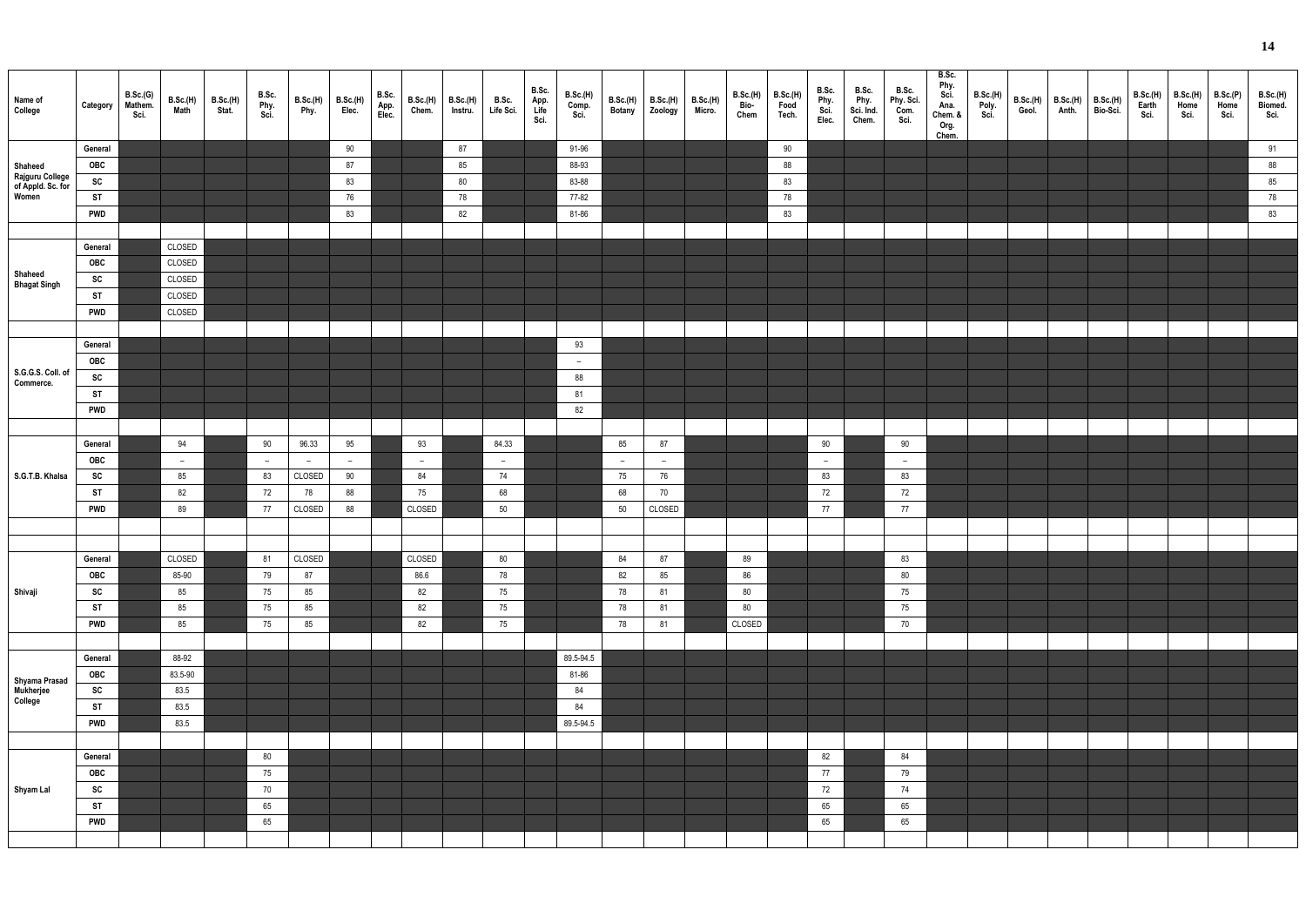| Name of College | Category | B.Sc.(G) Mathem. Sci. | B.Sc.(H) Math | B.Sc.(H) Stat. | B.Sc. Phy. Sci. | B.Sc.(H) Phy. | B.Sc.(H) Elec. | B.Sc. App. Elec. | B.Sc.(H) Chem. | B.Sc.(H) Instru. | B.Sc. Life Sci. | B.Sc. App. Life Sci. | B.Sc.(H) Comp. Sci. | B.Sc.(H) Botany | B.Sc.(H) Zoology | B.Sc.(H) Micro. | B.Sc.(H) Bio-Chem | B.Sc.(H) Food Tech. | B.Sc. Phy. Sci. Elec. | B.Sc. Phy. Sci. Ind. Chem. | B.Sc. Phy. Sci. Com. Sci. | B.Sc. Phy. Sci. Ana. Chem. & Org. Chem. | B.Sc.(H) Poly. Sci. | B.Sc.(H) Geol. | B.Sc.(H) Anth. | B.Sc.(H) Bio-Sci. | B.Sc.(H) Earth Sci. | B.Sc.(H) Home Sci. | B.Sc.(P) Home Sci. | B.Sc.(H) Biomed. Sci. |
|---|---|---|---|---|---|---|---|---|---|---|---|---|---|---|---|---|---|---|---|---|---|---|---|---|---|---|---|---|---|---|
| Shaheed Rajguru College of Appld. Sc. for Women | General | | | | | | 90 | | | 87 | | | 91-96 | | | | | 90 | | | | | | | | | | | | 91 |
| | OBC | | | | | | 87 | | | 85 | | | 88-93 | | | | | 88 | | | | | | | | | | | | 88 |
| | SC | | | | | | 83 | | | 80 | | | 83-88 | | | | | 83 | | | | | | | | | | | | 85 |
| | ST | | | | | | 76 | | | 78 | | | 77-82 | | | | | 78 | | | | | | | | | | | | 78 |
| | PWD | | | | | | 83 | | | 82 | | | 81-86 | | | | | 83 | | | | | | | | | | | | 83 |
| Shaheed Bhagat Singh | General | | CLOSED | | | | | | | | | | | | | | | | | | | | | | | | | | | |
| | OBC | | CLOSED | | | | | | | | | | | | | | | | | | | | | | | | | | | |
| | SC | | CLOSED | | | | | | | | | | | | | | | | | | | | | | | | | | | |
| | ST | | CLOSED | | | | | | | | | | | | | | | | | | | | | | | | | | | |
| | PWD | | CLOSED | | | | | | | | | | | | | | | | | | | | | | | | | | | |
| S.G.G.S. Coll. of Commerce. | General | | | | | | | | | | | | 93 | | | | | | | | | | | | | | | | | |
| | OBC | | | | | | | | | | | | – | | | | | | | | | | | | | | | | | |
| | SC | | | | | | | | | | | | 88 | | | | | | | | | | | | | | | | | |
| | ST | | | | | | | | | | | | 81 | | | | | | | | | | | | | | | | | |
| | PWD | | | | | | | | | | | | 82 | | | | | | | | | | | | | | | | | |
| S.G.T.B. Khalsa | General | | 94 | | 90 | 96.33 | 95 | | 93 | | 84.33 | | | 85 | 87 | | | | 90 | | 90 | | | | | | | | | |
| | OBC | | – | | – | – | – | | – | | – | | | – | – | | | | – | | – | | | | | | | | | |
| | SC | | 85 | | 83 | CLOSED | 90 | | 84 | | 74 | | | 75 | 76 | | | | 83 | | 83 | | | | | | | | | |
| | ST | | 82 | | 72 | 78 | 88 | | 75 | | 68 | | | 68 | 70 | | | | 72 | | 72 | | | | | | | | | |
| | PWD | | 89 | | 77 | CLOSED | 88 | | CLOSED | | 50 | | | 50 | CLOSED | | | | 77 | | 77 | | | | | | | | | |
| Shivaji | General | | CLOSED | | 81 | CLOSED | | | CLOSED | | 80 | | | 84 | 87 | | 89 | | | | 83 | | | | | | | | | |
| | OBC | | 85-90 | | 79 | 87 | | | 86.6 | | 78 | | | 82 | 85 | | 86 | | | | 80 | | | | | | | | | |
| | SC | | 85 | | 75 | 85 | | | 82 | | 75 | | | 78 | 81 | | 80 | | | | 75 | | | | | | | | | |
| | ST | | 85 | | 75 | 85 | | | 82 | | 75 | | | 78 | 81 | | 80 | | | | 75 | | | | | | | | | |
| | PWD | | 85 | | 75 | 85 | | | 82 | | 75 | | | 78 | 81 | | CLOSED | | | | 70 | | | | | | | | | |
| Shyama Prasad Mukherjee College | General | | 88-92 | | | | | | | | | | 89.5-94.5 | | | | | | | | | | | | | | | | | |
| | OBC | | 83.5-90 | | | | | | | | | | 81-86 | | | | | | | | | | | | | | | | | |
| | SC | | 83.5 | | | | | | | | | | 84 | | | | | | | | | | | | | | | | | |
| | ST | | 83.5 | | | | | | | | | | 84 | | | | | | | | | | | | | | | | | |
| | PWD | | 83.5 | | | | | | | | | | 89.5-94.5 | | | | | | | | | | | | | | | | | |
| Shyam Lal | General | | | | 80 | | | | | | | | | | | | | | 82 | | 84 | | | | | | | | | |
| | OBC | | | | 75 | | | | | | | | | | | | | | 77 | | 79 | | | | | | | | | |
| | SC | | | | 70 | | | | | | | | | | | | | | 72 | | 74 | | | | | | | | | |
| | ST | | | | 65 | | | | | | | | | | | | | | 65 | | 65 | | | | | | | | | |
| | PWD | | | | 65 | | | | | | | | | | | | | | 65 | | 65 | | | | | | | | | |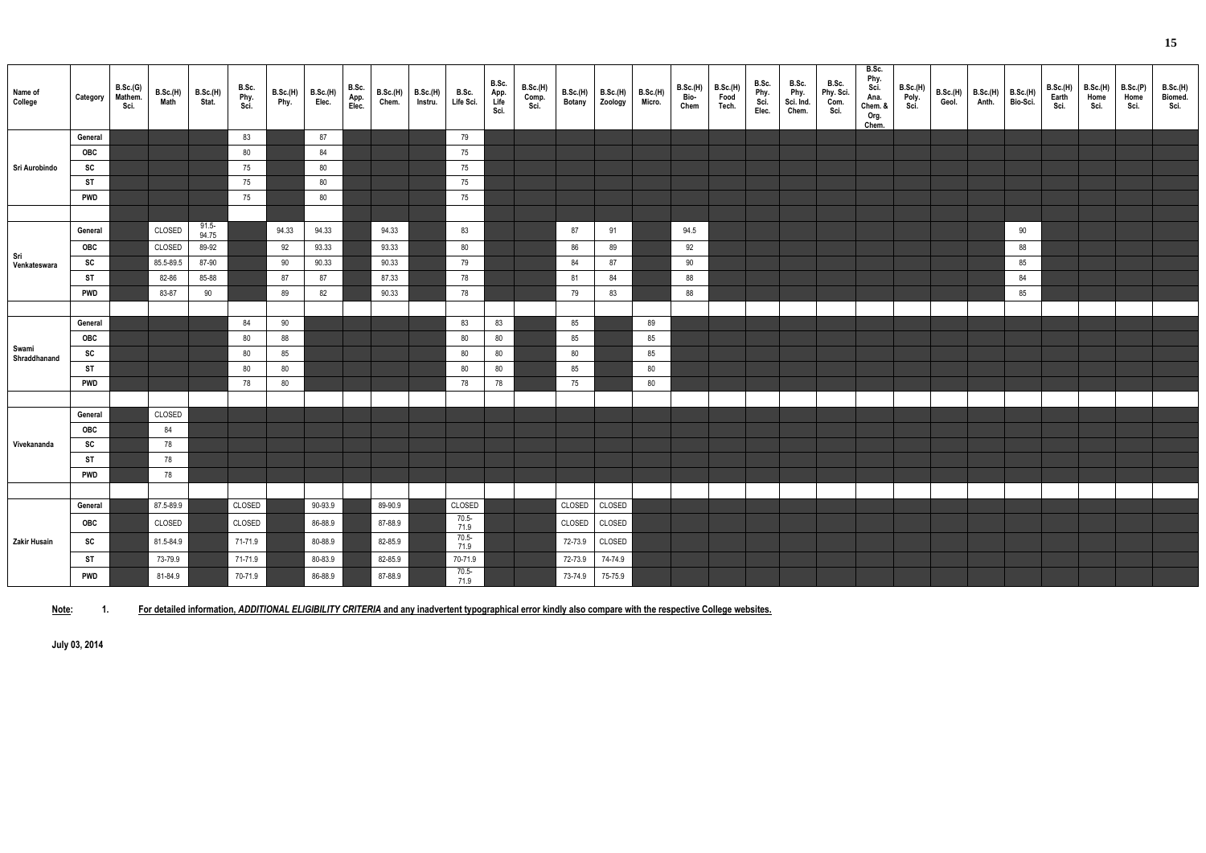| Name of College | Category | B.Sc.(G) Mathem. Sci. | B.Sc.(H) Math | B.Sc.(H) Stat. | B.Sc. Phy. Sci. | B.Sc.(H) Phy. | B.Sc.(H) Elec. | B.Sc. App. Elec. | B.Sc.(H) Chem. | B.Sc.(H) Instru. | B.Sc. Life Sci. | B.Sc. App. Life Sci. | B.Sc.(H) Comp. Sci. | B.Sc.(H) Botany | B.Sc.(H) Zoology | B.Sc.(H) Micro. | B.Sc.(H) Bio-Chem | B.Sc.(H) Food Tech. | B.Sc. Phy. Sci. Elec. | B.Sc. Phy. Sci. Ind. Chem. | B.Sc. Phy. Sci. Com. Sci. | B.Sc. Phy. Sci. Ana. Chem. & Org. Chem. | B.Sc.(H) Poly. Sci. | B.Sc.(H) Geol. | B.Sc.(H) Anth. | B.Sc.(H) Bio-Sci. | B.Sc.(H) Earth Sci. | B.Sc.(H) Home Sci. | B.Sc.(P) Home Sci. | B.Sc.(H) Biomed. Sci. |
|---|---|---|---|---|---|---|---|---|---|---|---|---|---|---|---|---|---|---|---|---|---|---|---|---|---|---|---|---|---|---|
| Sri Aurobindo | General | | | | 83 | | 87 | | | | 79 | | | | | | | | | | | | | | | | | | | |
| | OBC | | | | 80 | | 84 | | | | 75 | | | | | | | | | | | | | | | | | | | |
| | SC | | | | 75 | | 80 | | | | 75 | | | | | | | | | | | | | | | | | | | |
| | ST | | | | 75 | | 80 | | | | 75 | | | | | | | | | | | | | | | | | | | |
| | PWD | | | | 75 | | 80 | | | | 75 | | | | | | | | | | | | | | | | | | | |
| Sri Venkateswara | General | | CLOSED | 91.5-94.75 | | 94.33 | 94.33 | | 94.33 | | 83 | | | 87 | 91 | | 94.5 | | | | | | | | | 90 | | | | |
| | OBC | | CLOSED | 89-92 | | 92 | 93.33 | | 93.33 | | 80 | | | 86 | 89 | | 92 | | | | | | | | | 88 | | | | |
| | SC | | 85.5-89.5 | 87-90 | | 90 | 90.33 | | 90.33 | | 79 | | | 84 | 87 | | 90 | | | | | | | | | 85 | | | | |
| | ST | | 82-86 | 85-88 | | 87 | 87 | | 87.33 | | 78 | | | 81 | 84 | | 88 | | | | | | | | | 84 | | | | |
| | PWD | | 83-87 | 90 | | 89 | 82 | | 90.33 | | 78 | | | 79 | 83 | | 88 | | | | | | | | | 85 | | | | |
| Swami Shraddhanand | General | | | | 84 | 90 | | | | | 83 | 83 | | 85 | | 89 | | | | | | | | | | | | | | |
| | OBC | | | | 80 | 88 | | | | | 80 | 80 | | 85 | | 85 | | | | | | | | | | | | | | |
| | SC | | | | 80 | 85 | | | | | 80 | 80 | | 80 | | 85 | | | | | | | | | | | | | | |
| | ST | | | | 80 | 80 | | | | | 80 | 80 | | 85 | | 80 | | | | | | | | | | | | | | |
| | PWD | | | | 78 | 80 | | | | | 78 | 78 | | 75 | | 80 | | | | | | | | | | | | | | |
| Vivekananda | General | | CLOSED | | | | | | | | | | | | | | | | | | | | | | | | | | | |
| | OBC | | 84 | | | | | | | | | | | | | | | | | | | | | | | | | | | |
| | SC | | 78 | | | | | | | | | | | | | | | | | | | | | | | | | | | |
| | ST | | 78 | | | | | | | | | | | | | | | | | | | | | | | | | | | |
| | PWD | | 78 | | | | | | | | | | | | | | | | | | | | | | | | | | | |
| Zakir Husain | General | | 87.5-89.9 | | CLOSED | | 90-93.9 | | 89-90.9 | | CLOSED | | | CLOSED | CLOSED | | | | | | | | | | | | | | | |
| | OBC | | CLOSED | | CLOSED | | 86-88.9 | | 87-88.9 | | 70.5-71.9 | | | CLOSED | CLOSED | | | | | | | | | | | | | | | |
| | SC | | 81.5-84.9 | | 71-71.9 | | 80-88.9 | | 82-85.9 | | 70.5-71.9 | | | 72-73.9 | CLOSED | | | | | | | | | | | | | | | |
| | ST | | 73-79.9 | | 71-71.9 | | 80-83.9 | | 82-85.9 | | 70-71.9 | | | 72-73.9 | 74-74.9 | | | | | | | | | | | | | | | |
| | PWD | | 81-84.9 | | 70-71.9 | | 86-88.9 | | 87-88.9 | | 70.5-71.9 | | | 73-74.9 | 75-75.9 | | | | | | | | | | | | | | | |

**Note:** 1. For detailed information, ***ADDITIONAL ELIGIBILITY CRITERIA*** and any inadvertent typographical error kindly also compare with the respective College websites.

**July 03, 2014**